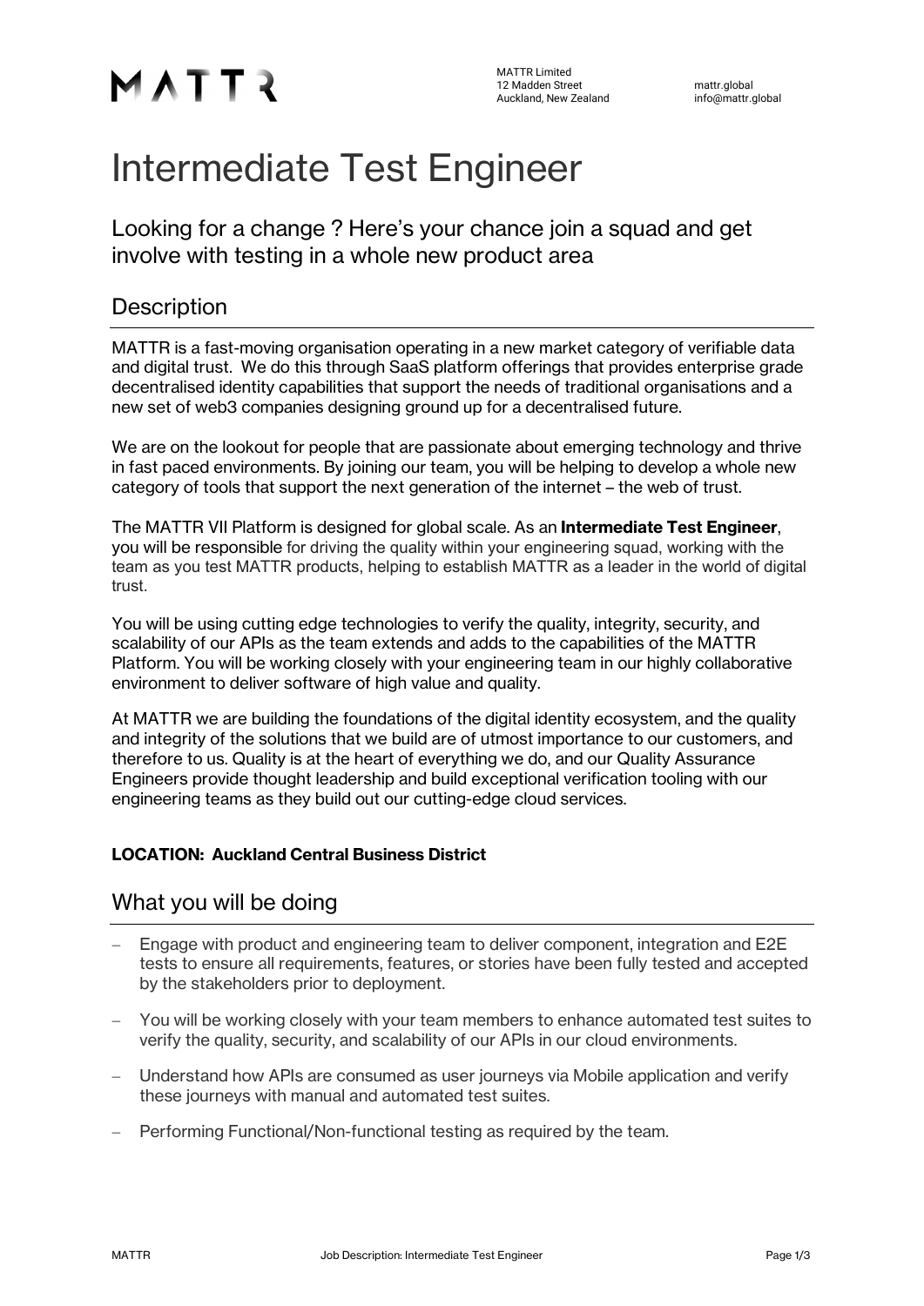MATTR

MATTR Limited
12 Madden Street
Auckland, New Zealand

mattr.global
info@mattr.global

# Intermediate Test Engineer

## Looking for a change ? Here's your chance join a squad and get involve with testing in a whole new product area

## Description

MATTR is a fast-moving organisation operating in a new market category of verifiable data and digital trust. We do this through SaaS platform offerings that provides enterprise grade decentralised identity capabilities that support the needs of traditional organisations and a new set of web3 companies designing ground up for a decentralised future.

We are on the lookout for people that are passionate about emerging technology and thrive in fast paced environments. By joining our team, you will be helping to develop a whole new category of tools that support the next generation of the internet – the web of trust.

The MATTR VII Platform is designed for global scale. As an **Intermediate Test Engineer**, you will be responsible for driving the quality within your engineering squad, working with the team as you test MATTR products, helping to establish MATTR as a leader in the world of digital trust.

You will be using cutting edge technologies to verify the quality, integrity, security, and scalability of our APIs as the team extends and adds to the capabilities of the MATTR Platform. You will be working closely with your engineering team in our highly collaborative environment to deliver software of high value and quality.

At MATTR we are building the foundations of the digital identity ecosystem, and the quality and integrity of the solutions that we build are of utmost importance to our customers, and therefore to us. Quality is at the heart of everything we do, and our Quality Assurance Engineers provide thought leadership and build exceptional verification tooling with our engineering teams as they build out our cutting-edge cloud services.

**LOCATION: Auckland Central Business District**

## What you will be doing

- Engage with product and engineering team to deliver component, integration and E2E tests to ensure all requirements, features, or stories have been fully tested and accepted by the stakeholders prior to deployment.
- You will be working closely with your team members to enhance automated test suites to verify the quality, security, and scalability of our APIs in our cloud environments.
- Understand how APIs are consumed as user journeys via Mobile application and verify these journeys with manual and automated test suites.
- Performing Functional/Non-functional testing as required by the team.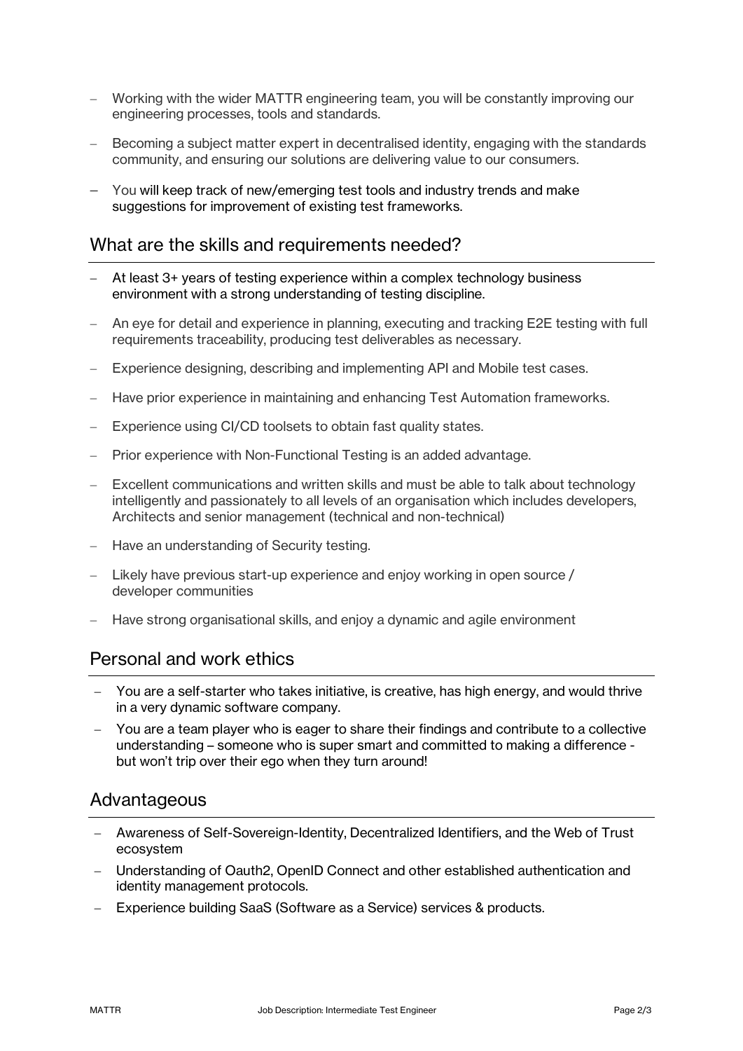- Working with the wider MATTR engineering team, you will be constantly improving our engineering processes, tools and standards.
- Becoming a subject matter expert in decentralised identity, engaging with the standards community, and ensuring our solutions are delivering value to our consumers.
- You will keep track of new/emerging test tools and industry trends and make suggestions for improvement of existing test frameworks.

## What are the skills and requirements needed?

- At least 3+ years of testing experience within a complex technology business environment with a strong understanding of testing discipline.
- An eye for detail and experience in planning, executing and tracking E2E testing with full requirements traceability, producing test deliverables as necessary.
- Experience designing, describing and implementing API and Mobile test cases.
- Have prior experience in maintaining and enhancing Test Automation frameworks.
- Experience using CI/CD toolsets to obtain fast quality states.
- Prior experience with Non-Functional Testing is an added advantage.
- Excellent communications and written skills and must be able to talk about technology intelligently and passionately to all levels of an organisation which includes developers, Architects and senior management (technical and non-technical)
- Have an understanding of Security testing.
- Likely have previous start-up experience and enjoy working in open source / developer communities
- Have strong organisational skills, and enjoy a dynamic and agile environment

## Personal and work ethics

- You are a self-starter who takes initiative, is creative, has high energy, and would thrive in a very dynamic software company.
- You are a team player who is eager to share their findings and contribute to a collective understanding – someone who is super smart and committed to making a difference - but won't trip over their ego when they turn around!

## Advantageous

- Awareness of Self-Sovereign-Identity, Decentralized Identifiers, and the Web of Trust ecosystem
- Understanding of Oauth2, OpenID Connect and other established authentication and identity management protocols.
- Experience building SaaS (Software as a Service) services & products.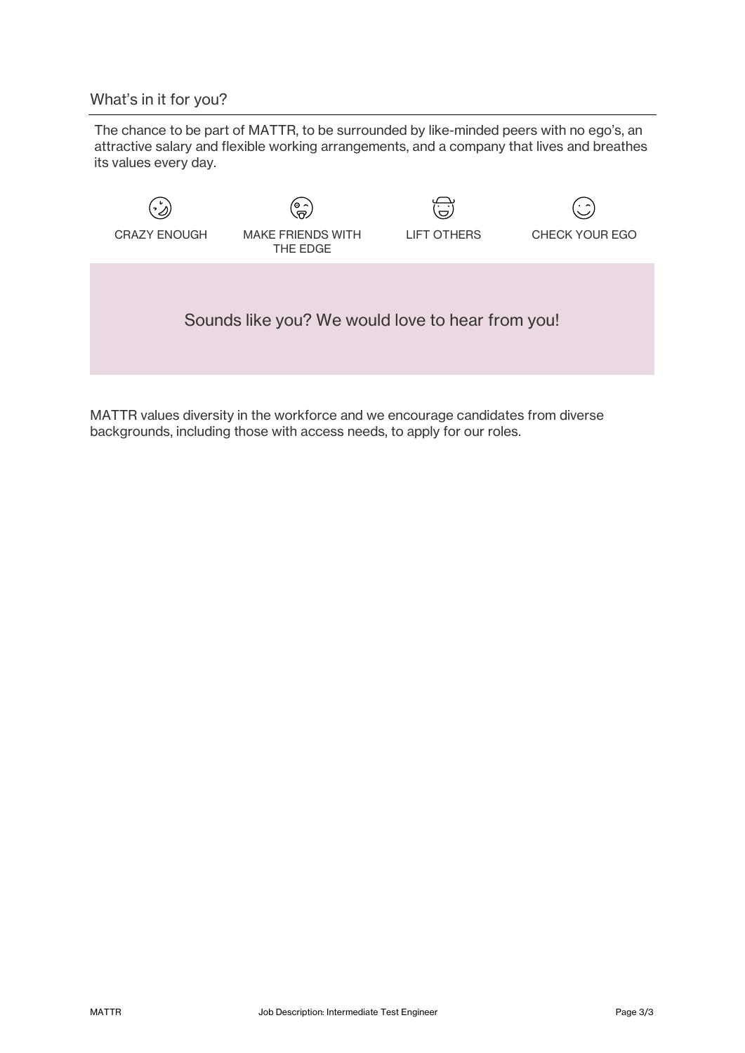## What's in it for you?

The chance to be part of MATTR, to be surrounded by like-minded peers with no ego's, an attractive salary and flexible working arrangements, and a company that lives and breathes its values every day.

CRAZY ENOUGH

MAKE FRIENDS WITH THE EDGE

LIFT OTHERS

CHECK YOUR EGO

Sounds like you? We would love to hear from you!

MATTR values diversity in the workforce and we encourage candidates from diverse backgrounds, including those with access needs, to apply for our roles.